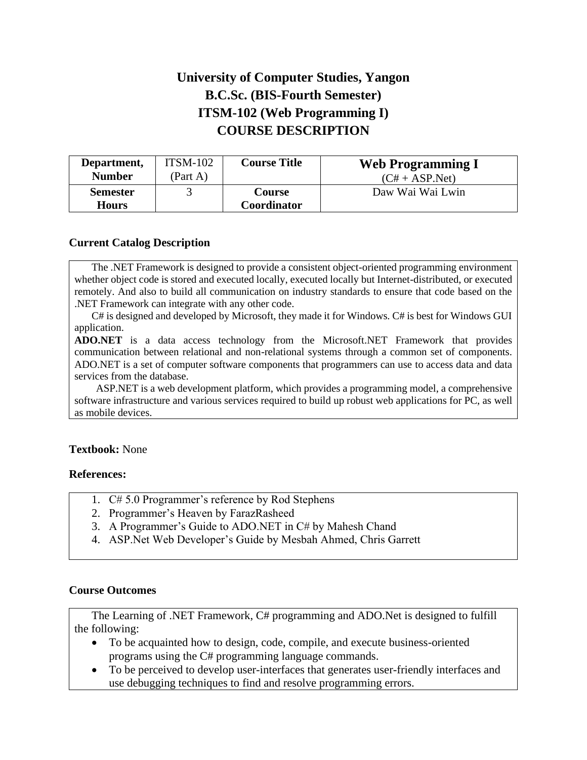# University of Computer Studies, Yangon
# B.C.Sc. (BIS-Fourth Semester)
# ITSM-102 (Web Programming I)
# COURSE DESCRIPTION

| **Department, Number** | ITSM-102 (Part A) | **Course Title** | **Web Programming I** (C# + ASP.Net) |
|---|---|---|---|
| **Semester Hours** | 3 | **Course Coordinator** | Daw Wai Wai Lwin |

### Current Catalog Description

The .NET Framework is designed to provide a consistent object-oriented programming environment whether object code is stored and executed locally, executed locally but Internet-distributed, or executed remotely. And also to build all communication on industry standards to ensure that code based on the .NET Framework can integrate with any other code.

C# is designed and developed by Microsoft, they made it for Windows. C# is best for Windows GUI application.

**ADO.NET** is a data access technology from the Microsoft.NET Framework that provides communication between relational and non-relational systems through a common set of components. ADO.NET is a set of computer software components that programmers can use to access data and data services from the database.

ASP.NET is a web development platform, which provides a programming model, a comprehensive software infrastructure and various services required to build up robust web applications for PC, as well as mobile devices.

**Textbook:** None

**References:**

1. C# 5.0 Programmer's reference by Rod Stephens
2. Programmer's Heaven by FarazRasheed
3. A Programmer's Guide to ADO.NET in C# by Mahesh Chand
4. ASP.Net Web Developer's Guide by Mesbah Ahmed, Chris Garrett

### Course Outcomes

The Learning of .NET Framework, C# programming and ADO.Net is designed to fulfill the following:

- To be acquainted how to design, code, compile, and execute business-oriented programs using the C# programming language commands.
- To be perceived to develop user-interfaces that generates user-friendly interfaces and use debugging techniques to find and resolve programming errors.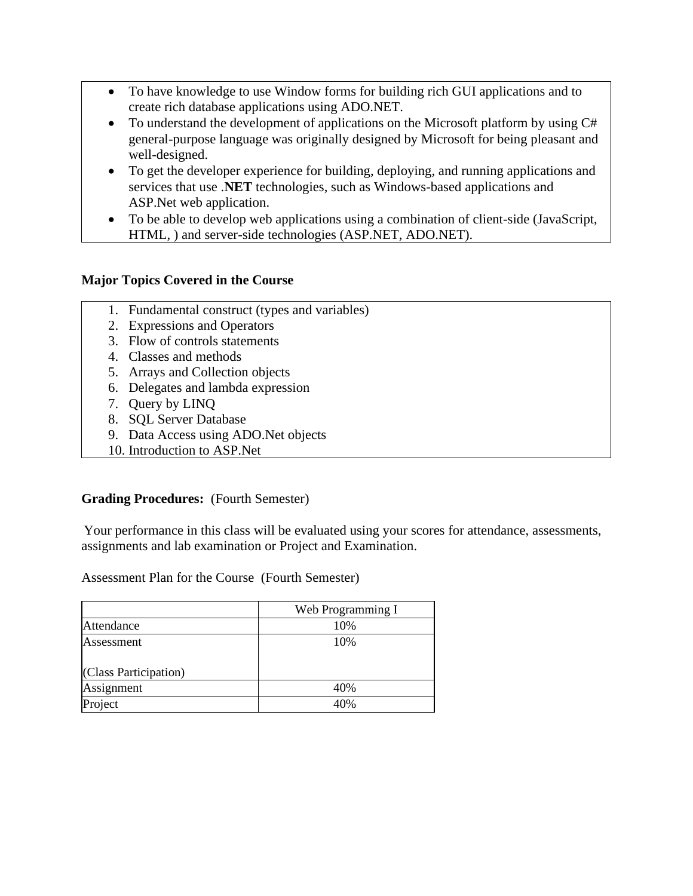- To have knowledge to use Window forms for building rich GUI applications and to create rich database applications using ADO.NET.
- To understand the development of applications on the Microsoft platform by using C# general-purpose language was originally designed by Microsoft for being pleasant and well-designed.
- To get the developer experience for building, deploying, and running applications and services that use .**NET** technologies, such as Windows-based applications and ASP.Net web application.
- To be able to develop web applications using a combination of client-side (JavaScript, HTML, ) and server-side technologies (ASP.NET, ADO.NET).

**Major Topics Covered in the Course**

1. Fundamental construct (types and variables)
2. Expressions and Operators
3. Flow of controls statements
4. Classes and methods
5. Arrays and Collection objects
6. Delegates and lambda expression
7. Query by LINQ
8. SQL Server Database
9. Data Access using ADO.Net objects
10. Introduction to ASP.Net

**Grading Procedures:** (Fourth Semester)

Your performance in this class will be evaluated using your scores for attendance, assessments, assignments and lab examination or Project and Examination.

Assessment Plan for the Course (Fourth Semester)

| | Web Programming I |
|---|---|
| Attendance | 10% |
| Assessment<br><br>(Class Participation) | 10% |
| Assignment | 40% |
| Project | 40% |